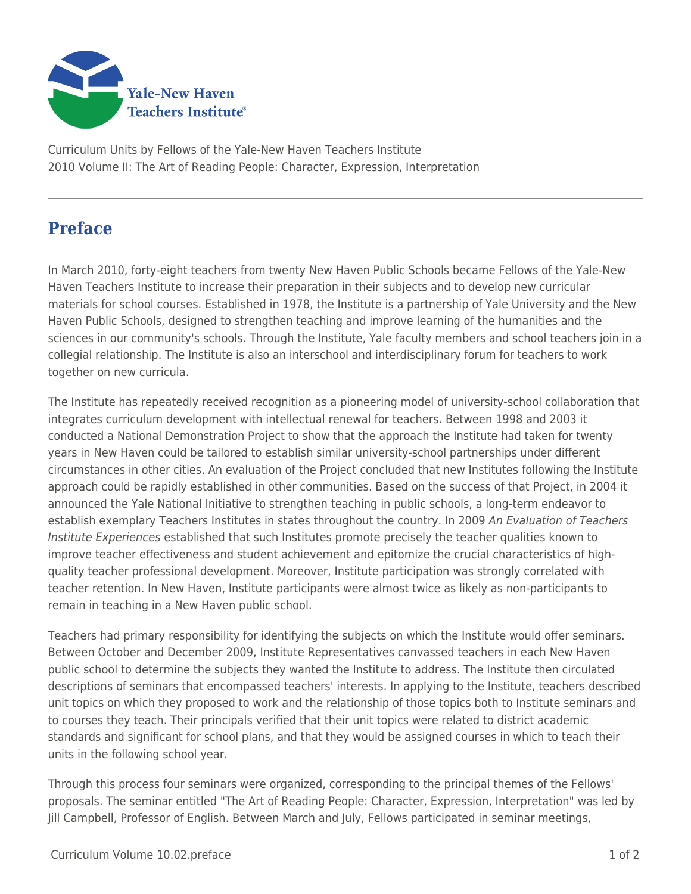Curriculum Units by Fellows of the Yale-New Haven Teachers Institute
2010 Volume II: The Art of Reading People: Character, Expression, Interpretation

# Preface

In March 2010, forty-eight teachers from twenty New Haven Public Schools became Fellows of the Yale-New Haven Teachers Institute to increase their preparation in their subjects and to develop new curricular materials for school courses. Established in 1978, the Institute is a partnership of Yale University and the New Haven Public Schools, designed to strengthen teaching and improve learning of the humanities and the sciences in our community's schools. Through the Institute, Yale faculty members and school teachers join in a collegial relationship. The Institute is also an interschool and interdisciplinary forum for teachers to work together on new curricula.

The Institute has repeatedly received recognition as a pioneering model of university-school collaboration that integrates curriculum development with intellectual renewal for teachers. Between 1998 and 2003 it conducted a National Demonstration Project to show that the approach the Institute had taken for twenty years in New Haven could be tailored to establish similar university-school partnerships under different circumstances in other cities. An evaluation of the Project concluded that new Institutes following the Institute approach could be rapidly established in other communities. Based on the success of that Project, in 2004 it announced the Yale National Initiative to strengthen teaching in public schools, a long-term endeavor to establish exemplary Teachers Institutes in states throughout the country. In 2009 *An Evaluation of Teachers Institute Experiences* established that such Institutes promote precisely the teacher qualities known to improve teacher effectiveness and student achievement and epitomize the crucial characteristics of high-quality teacher professional development. Moreover, Institute participation was strongly correlated with teacher retention. In New Haven, Institute participants were almost twice as likely as non-participants to remain in teaching in a New Haven public school.

Teachers had primary responsibility for identifying the subjects on which the Institute would offer seminars. Between October and December 2009, Institute Representatives canvassed teachers in each New Haven public school to determine the subjects they wanted the Institute to address. The Institute then circulated descriptions of seminars that encompassed teachers' interests. In applying to the Institute, teachers described unit topics on which they proposed to work and the relationship of those topics both to Institute seminars and to courses they teach. Their principals verified that their unit topics were related to district academic standards and significant for school plans, and that they would be assigned courses in which to teach their units in the following school year.

Through this process four seminars were organized, corresponding to the principal themes of the Fellows' proposals. The seminar entitled "The Art of Reading People: Character, Expression, Interpretation" was led by Jill Campbell, Professor of English. Between March and July, Fellows participated in seminar meetings,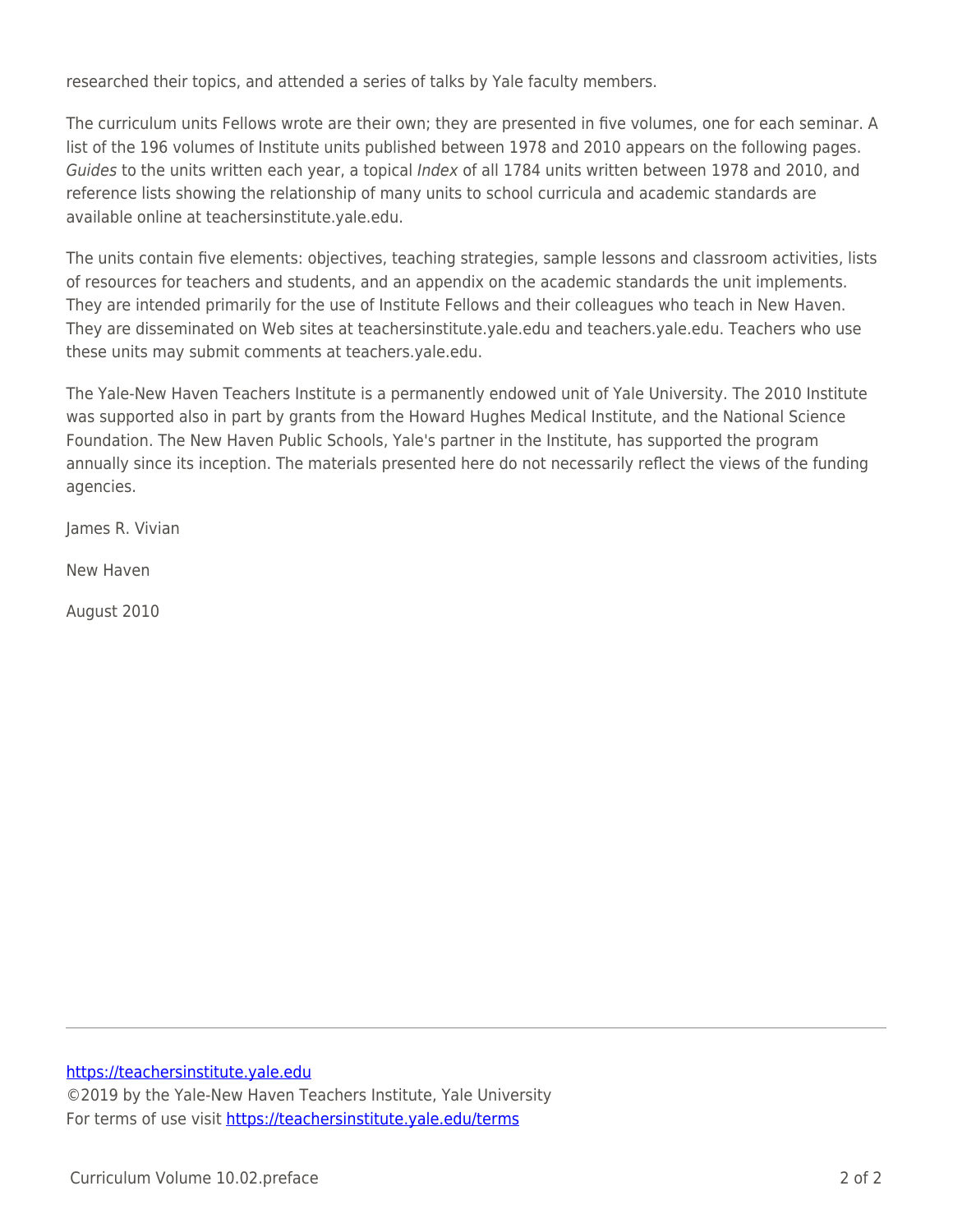researched their topics, and attended a series of talks by Yale faculty members.

The curriculum units Fellows wrote are their own; they are presented in five volumes, one for each seminar. A list of the 196 volumes of Institute units published between 1978 and 2010 appears on the following pages. *Guides* to the units written each year, a topical *Index* of all 1784 units written between 1978 and 2010, and reference lists showing the relationship of many units to school curricula and academic standards are available online at teachersinstitute.yale.edu.

The units contain five elements: objectives, teaching strategies, sample lessons and classroom activities, lists of resources for teachers and students, and an appendix on the academic standards the unit implements. They are intended primarily for the use of Institute Fellows and their colleagues who teach in New Haven. They are disseminated on Web sites at teachersinstitute.yale.edu and teachers.yale.edu. Teachers who use these units may submit comments at teachers.yale.edu.

The Yale-New Haven Teachers Institute is a permanently endowed unit of Yale University. The 2010 Institute was supported also in part by grants from the Howard Hughes Medical Institute, and the National Science Foundation. The New Haven Public Schools, Yale's partner in the Institute, has supported the program annually since its inception. The materials presented here do not necessarily reflect the views of the funding agencies.

James R. Vivian

New Haven

August 2010

https://teachersinstitute.yale.edu
©2019 by the Yale-New Haven Teachers Institute, Yale University
For terms of use visit https://teachersinstitute.yale.edu/terms